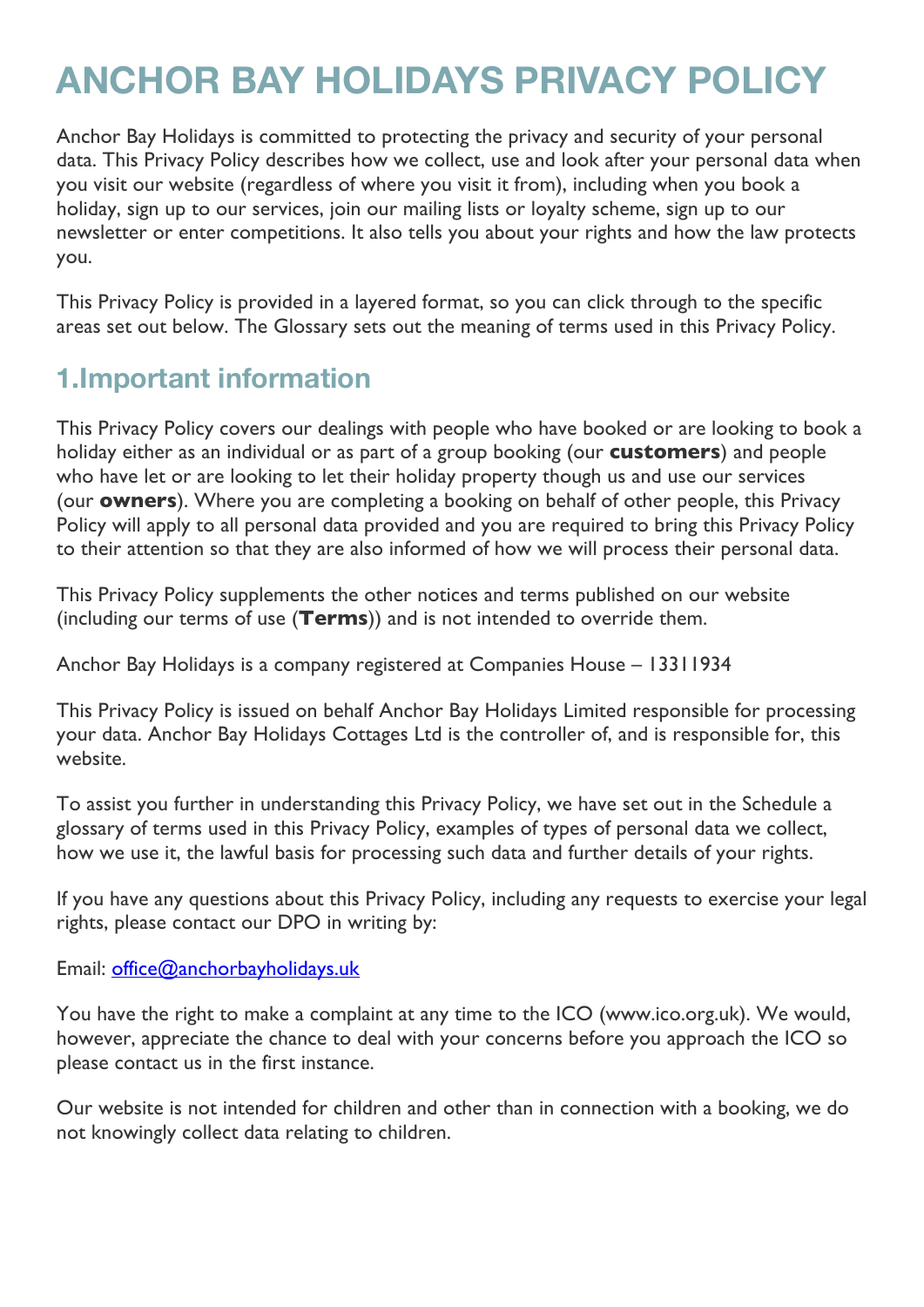# ANCHOR BAY HOLIDAYS PRIVACY POLICY

Anchor Bay Holidays is committed to protecting the privacy and security of your personal data. This Privacy Policy describes how we collect, use and look after your personal data when you visit our website (regardless of where you visit it from), including when you book a holiday, sign up to our services, join our mailing lists or loyalty scheme, sign up to our newsletter or enter competitions. It also tells you about your rights and how the law protects you.

This Privacy Policy is provided in a layered format, so you can click through to the specific areas set out below. The Glossary sets out the meaning of terms used in this Privacy Policy.

## 1.Important information

This Privacy Policy covers our dealings with people who have booked or are looking to book a holiday either as an individual or as part of a group booking (our **customers**) and people who have let or are looking to let their holiday property though us and use our services (our **owners**). Where you are completing a booking on behalf of other people, this Privacy Policy will apply to all personal data provided and you are required to bring this Privacy Policy to their attention so that they are also informed of how we will process their personal data.

This Privacy Policy supplements the other notices and terms published on our website (including our terms of use (**Terms**)) and is not intended to override them.

Anchor Bay Holidays is a company registered at Companies House – 13311934

This Privacy Policy is issued on behalf Anchor Bay Holidays Limited responsible for processing your data. Anchor Bay Holidays Cottages Ltd is the controller of, and is responsible for, this website.

To assist you further in understanding this Privacy Policy, we have set out in the Schedule a glossary of terms used in this Privacy Policy, examples of types of personal data we collect, how we use it, the lawful basis for processing such data and further details of your rights.

If you have any questions about this Privacy Policy, including any requests to exercise your legal rights, please contact our DPO in writing by:

Email: office@anchorbayholidays.uk

You have the right to make a complaint at any time to the ICO (www.ico.org.uk). We would, however, appreciate the chance to deal with your concerns before you approach the ICO so please contact us in the first instance.

Our website is not intended for children and other than in connection with a booking, we do not knowingly collect data relating to children.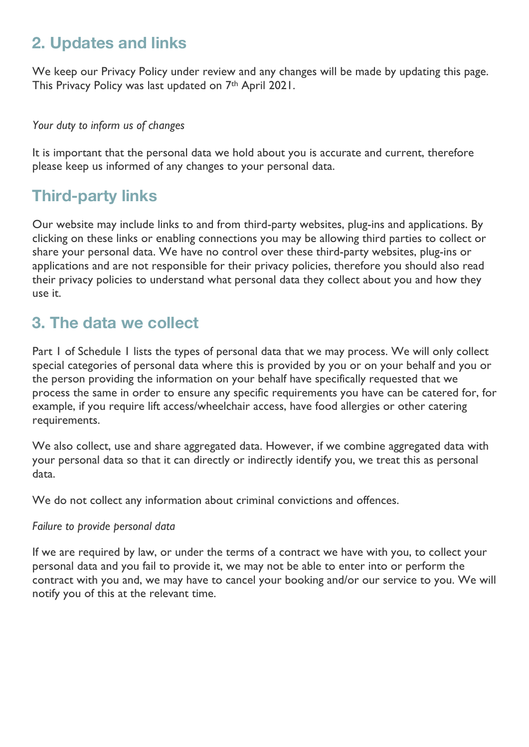## 2. Updates and links

We keep our Privacy Policy under review and any changes will be made by updating this page. This Privacy Policy was last updated on 7th April 2021.

*Your duty to inform us of changes*

It is important that the personal data we hold about you is accurate and current, therefore please keep us informed of any changes to your personal data.

## Third-party links

Our website may include links to and from third-party websites, plug-ins and applications. By clicking on these links or enabling connections you may be allowing third parties to collect or share your personal data. We have no control over these third-party websites, plug-ins or applications and are not responsible for their privacy policies, therefore you should also read their privacy policies to understand what personal data they collect about you and how they use it.

## 3. The data we collect

Part 1 of Schedule 1 lists the types of personal data that we may process. We will only collect special categories of personal data where this is provided by you or on your behalf and you or the person providing the information on your behalf have specifically requested that we process the same in order to ensure any specific requirements you have can be catered for, for example, if you require lift access/wheelchair access, have food allergies or other catering requirements.

We also collect, use and share aggregated data. However, if we combine aggregated data with your personal data so that it can directly or indirectly identify you, we treat this as personal data.

We do not collect any information about criminal convictions and offences.

*Failure to provide personal data*

If we are required by law, or under the terms of a contract we have with you, to collect your personal data and you fail to provide it, we may not be able to enter into or perform the contract with you and, we may have to cancel your booking and/or our service to you. We will notify you of this at the relevant time.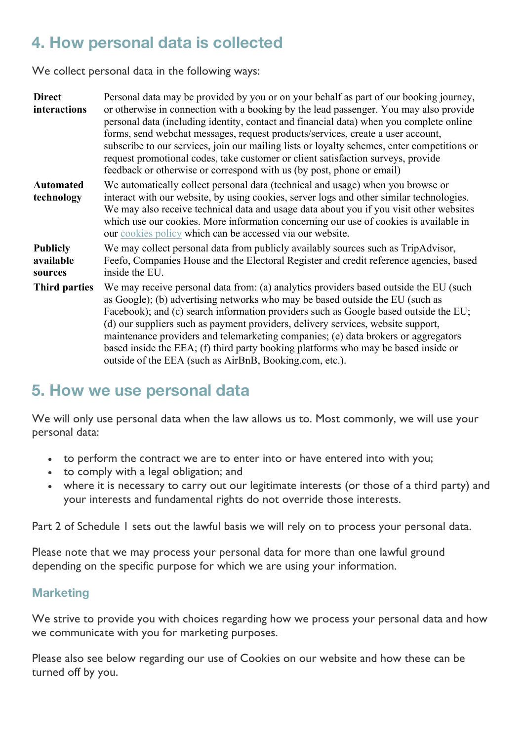## 4. How personal data is collected

We collect personal data in the following ways:

| | |
|---|---|
| **Direct interactions** | Personal data may be provided by you or on your behalf as part of our booking journey, or otherwise in connection with a booking by the lead passenger. You may also provide personal data (including identity, contact and financial data) when you complete online forms, send webchat messages, request products/services, create a user account, subscribe to our services, join our mailing lists or loyalty schemes, enter competitions or request promotional codes, take customer or client satisfaction surveys, provide feedback or otherwise or correspond with us (by post, phone or email) |
| **Automated technology** | We automatically collect personal data (technical and usage) when you browse or interact with our website, by using cookies, server logs and other similar technologies. We may also receive technical data and usage data about you if you visit other websites which use our cookies. More information concerning our use of cookies is available in our cookies policy which can be accessed via our website. |
| **Publicly available sources** | We may collect personal data from publicly availably sources such as TripAdvisor, Feefo, Companies House and the Electoral Register and credit reference agencies, based inside the EU. |
| **Third parties** | We may receive personal data from: (a) analytics providers based outside the EU (such as Google); (b) advertising networks who may be based outside the EU (such as Facebook); and (c) search information providers such as Google based outside the EU; (d) our suppliers such as payment providers, delivery services, website support, maintenance providers and telemarketing companies; (e) data brokers or aggregators based inside the EEA; (f) third party booking platforms who may be based inside or outside of the EEA (such as AirBnB, Booking.com, etc.). |

## 5. How we use personal data

We will only use personal data when the law allows us to. Most commonly, we will use your personal data:

- to perform the contract we are to enter into or have entered into with you;
- to comply with a legal obligation; and
- where it is necessary to carry out our legitimate interests (or those of a third party) and your interests and fundamental rights do not override those interests.

Part 2 of Schedule 1 sets out the lawful basis we will rely on to process your personal data.

Please note that we may process your personal data for more than one lawful ground depending on the specific purpose for which we are using your information.

### Marketing

We strive to provide you with choices regarding how we process your personal data and how we communicate with you for marketing purposes.

Please also see below regarding our use of Cookies on our website and how these can be turned off by you.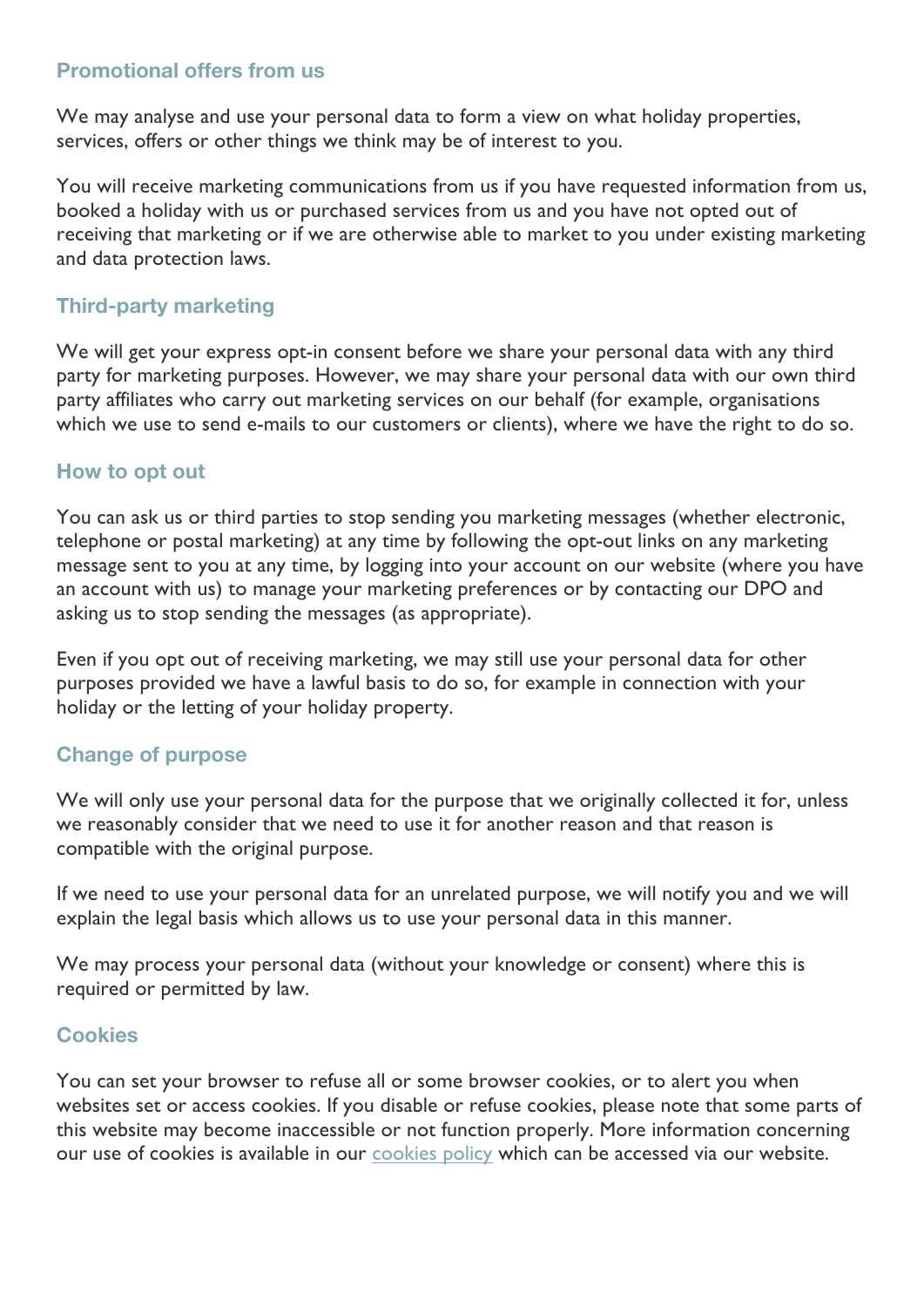## Promotional offers from us

We may analyse and use your personal data to form a view on what holiday properties, services, offers or other things we think may be of interest to you.

You will receive marketing communications from us if you have requested information from us, booked a holiday with us or purchased services from us and you have not opted out of receiving that marketing or if we are otherwise able to market to you under existing marketing and data protection laws.

## Third-party marketing

We will get your express opt-in consent before we share your personal data with any third party for marketing purposes. However, we may share your personal data with our own third party affiliates who carry out marketing services on our behalf (for example, organisations which we use to send e-mails to our customers or clients), where we have the right to do so.

## How to opt out

You can ask us or third parties to stop sending you marketing messages (whether electronic, telephone or postal marketing) at any time by following the opt-out links on any marketing message sent to you at any time, by logging into your account on our website (where you have an account with us) to manage your marketing preferences or by contacting our DPO and asking us to stop sending the messages (as appropriate).

Even if you opt out of receiving marketing, we may still use your personal data for other purposes provided we have a lawful basis to do so, for example in connection with your holiday or the letting of your holiday property.

## Change of purpose

We will only use your personal data for the purpose that we originally collected it for, unless we reasonably consider that we need to use it for another reason and that reason is compatible with the original purpose.

If we need to use your personal data for an unrelated purpose, we will notify you and we will explain the legal basis which allows us to use your personal data in this manner.

We may process your personal data (without your knowledge or consent) where this is required or permitted by law.

## Cookies

You can set your browser to refuse all or some browser cookies, or to alert you when websites set or access cookies. If you disable or refuse cookies, please note that some parts of this website may become inaccessible or not function properly. More information concerning our use of cookies is available in our cookies policy which can be accessed via our website.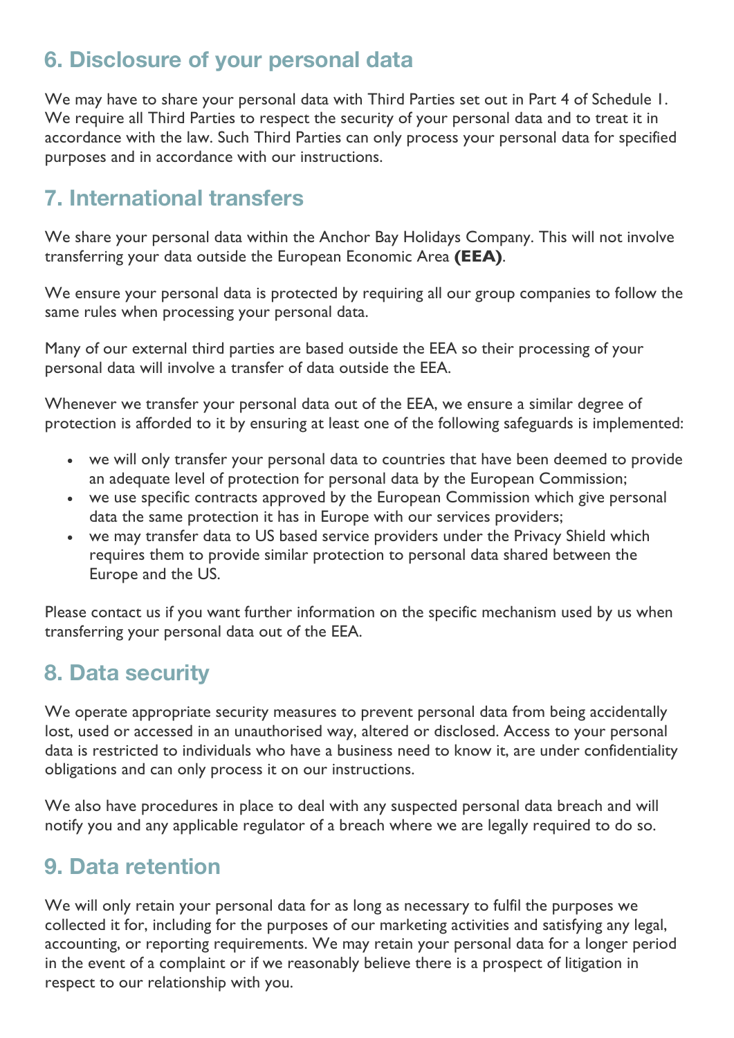## 6. Disclosure of your personal data

We may have to share your personal data with Third Parties set out in Part 4 of Schedule 1. We require all Third Parties to respect the security of your personal data and to treat it in accordance with the law. Such Third Parties can only process your personal data for specified purposes and in accordance with our instructions.

## 7. International transfers

We share your personal data within the Anchor Bay Holidays Company. This will not involve transferring your data outside the European Economic Area **(EEA)**.

We ensure your personal data is protected by requiring all our group companies to follow the same rules when processing your personal data.

Many of our external third parties are based outside the EEA so their processing of your personal data will involve a transfer of data outside the EEA.

Whenever we transfer your personal data out of the EEA, we ensure a similar degree of protection is afforded to it by ensuring at least one of the following safeguards is implemented:

- we will only transfer your personal data to countries that have been deemed to provide an adequate level of protection for personal data by the European Commission;
- we use specific contracts approved by the European Commission which give personal data the same protection it has in Europe with our services providers;
- we may transfer data to US based service providers under the Privacy Shield which requires them to provide similar protection to personal data shared between the Europe and the US.

Please contact us if you want further information on the specific mechanism used by us when transferring your personal data out of the EEA.

## 8. Data security

We operate appropriate security measures to prevent personal data from being accidentally lost, used or accessed in an unauthorised way, altered or disclosed. Access to your personal data is restricted to individuals who have a business need to know it, are under confidentiality obligations and can only process it on our instructions.

We also have procedures in place to deal with any suspected personal data breach and will notify you and any applicable regulator of a breach where we are legally required to do so.

## 9. Data retention

We will only retain your personal data for as long as necessary to fulfil the purposes we collected it for, including for the purposes of our marketing activities and satisfying any legal, accounting, or reporting requirements. We may retain your personal data for a longer period in the event of a complaint or if we reasonably believe there is a prospect of litigation in respect to our relationship with you.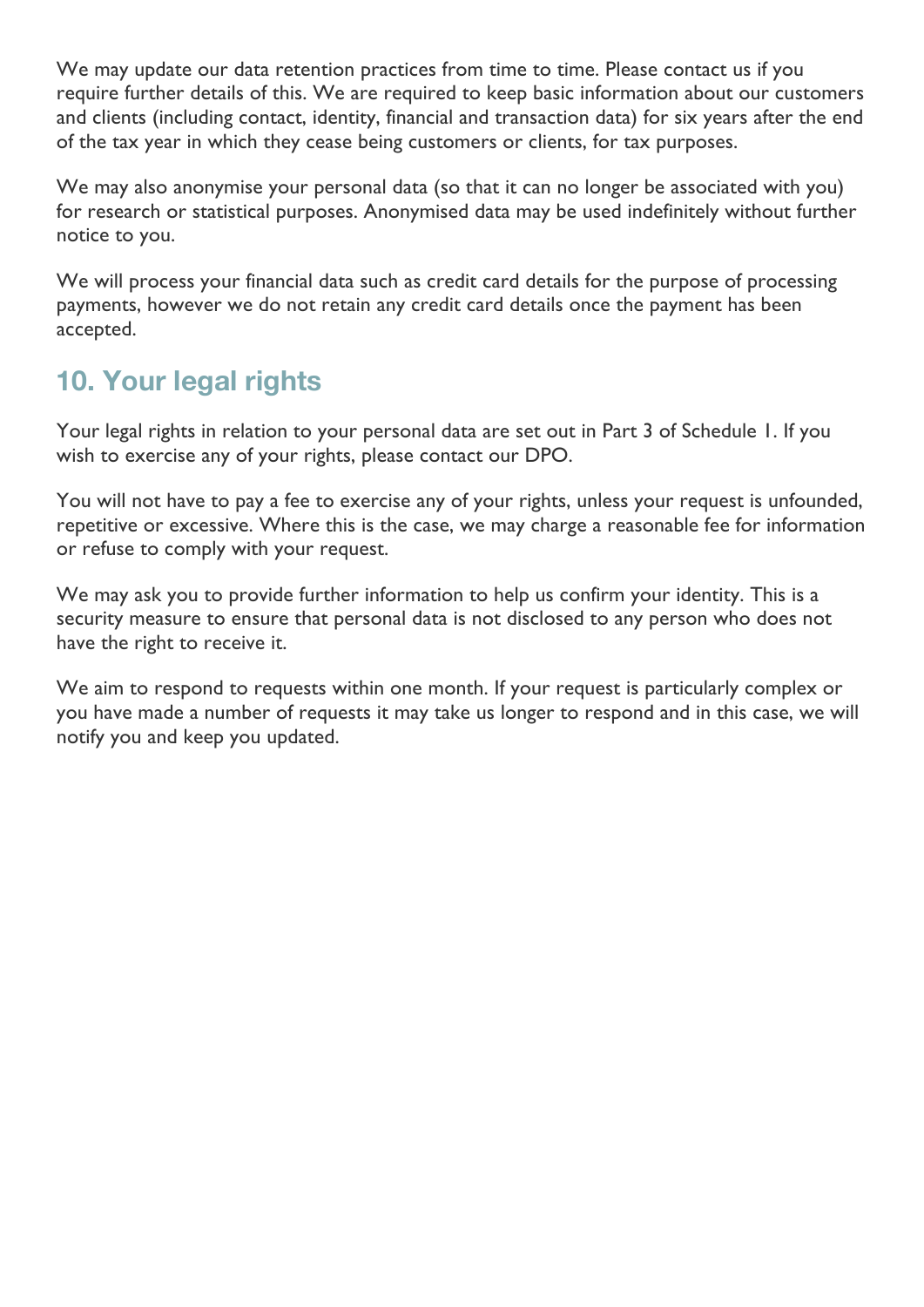We may update our data retention practices from time to time. Please contact us if you require further details of this. We are required to keep basic information about our customers and clients (including contact, identity, financial and transaction data) for six years after the end of the tax year in which they cease being customers or clients, for tax purposes.

We may also anonymise your personal data (so that it can no longer be associated with you) for research or statistical purposes. Anonymised data may be used indefinitely without further notice to you.

We will process your financial data such as credit card details for the purpose of processing payments, however we do not retain any credit card details once the payment has been accepted.

## 10. Your legal rights

Your legal rights in relation to your personal data are set out in Part 3 of Schedule 1. If you wish to exercise any of your rights, please contact our DPO.

You will not have to pay a fee to exercise any of your rights, unless your request is unfounded, repetitive or excessive. Where this is the case, we may charge a reasonable fee for information or refuse to comply with your request.

We may ask you to provide further information to help us confirm your identity. This is a security measure to ensure that personal data is not disclosed to any person who does not have the right to receive it.

We aim to respond to requests within one month. If your request is particularly complex or you have made a number of requests it may take us longer to respond and in this case, we will notify you and keep you updated.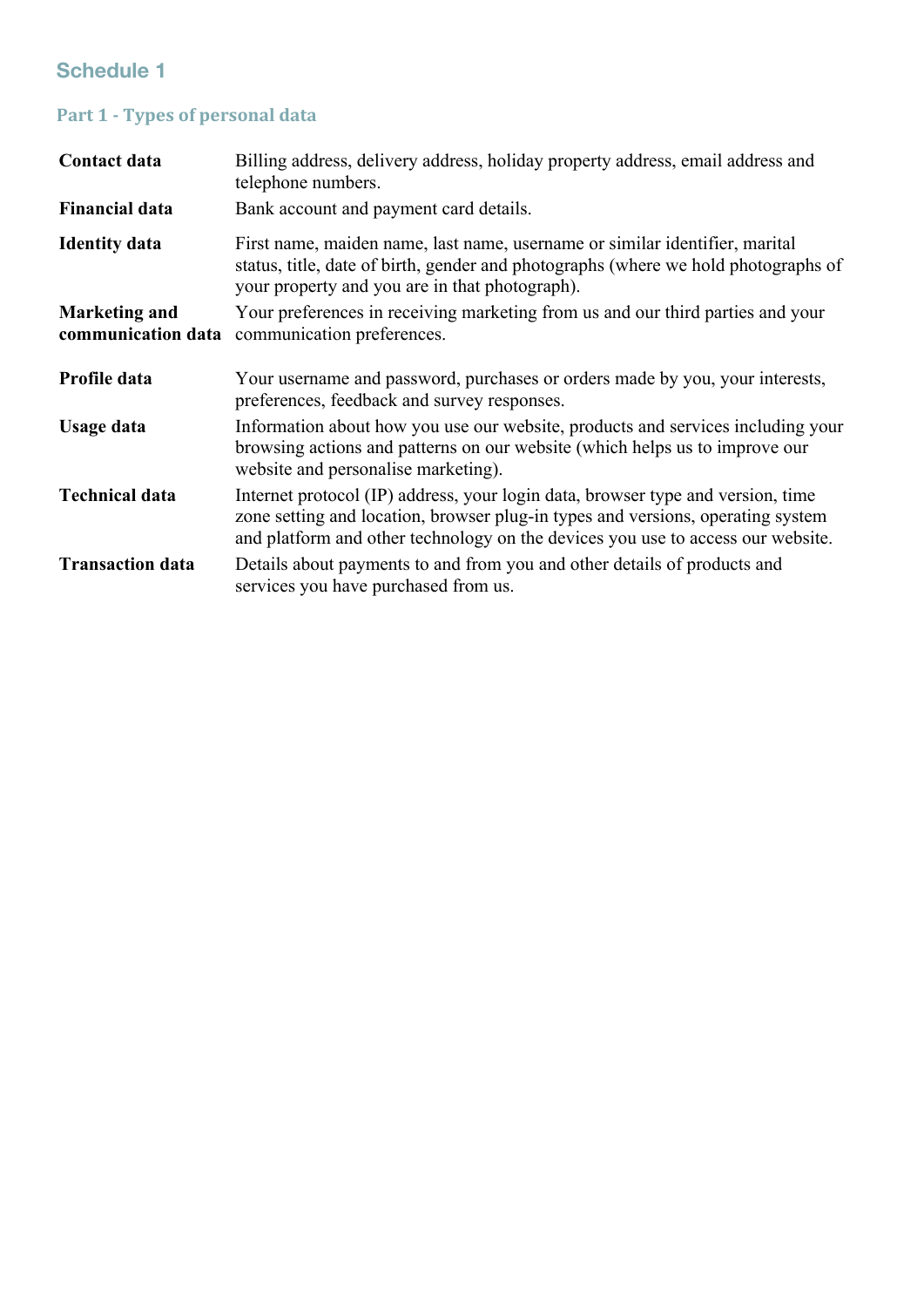## Schedule 1

### Part 1 - Types of personal data

| | |
|---|---|
| **Contact data** | Billing address, delivery address, holiday property address, email address and telephone numbers. |
| **Financial data** | Bank account and payment card details. |
| **Identity data** | First name, maiden name, last name, username or similar identifier, marital status, title, date of birth, gender and photographs (where we hold photographs of your property and you are in that photograph). |
| **Marketing and communication data** | Your preferences in receiving marketing from us and our third parties and your communication preferences. |
| **Profile data** | Your username and password, purchases or orders made by you, your interests, preferences, feedback and survey responses. |
| **Usage data** | Information about how you use our website, products and services including your browsing actions and patterns on our website (which helps us to improve our website and personalise marketing). |
| **Technical data** | Internet protocol (IP) address, your login data, browser type and version, time zone setting and location, browser plug-in types and versions, operating system and platform and other technology on the devices you use to access our website. |
| **Transaction data** | Details about payments to and from you and other details of products and services you have purchased from us. |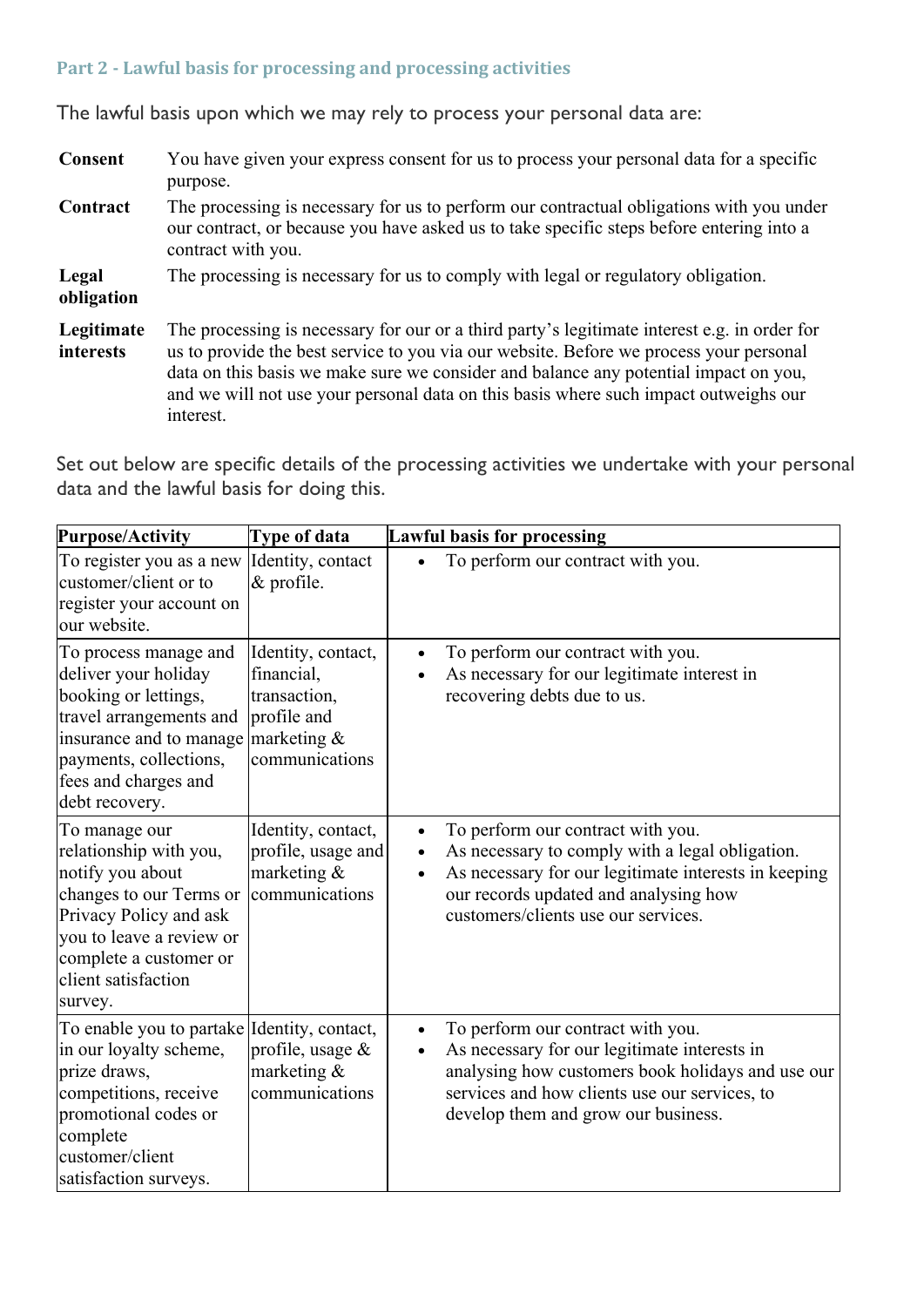### Part 2 - Lawful basis for processing and processing activities

The lawful basis upon which we may rely to process your personal data are:

| | |
|---|---|
| **Consent** | You have given your express consent for us to process your personal data for a specific purpose. |
| **Contract** | The processing is necessary for us to perform our contractual obligations with you under our contract, or because you have asked us to take specific steps before entering into a contract with you. |
| **Legal obligation** | The processing is necessary for us to comply with legal or regulatory obligation. |
| **Legitimate interests** | The processing is necessary for our or a third party's legitimate interest e.g. in order for us to provide the best service to you via our website. Before we process your personal data on this basis we make sure we consider and balance any potential impact on you, and we will not use your personal data on this basis where such impact outweighs our interest. |

Set out below are specific details of the processing activities we undertake with your personal data and the lawful basis for doing this.

| **Purpose/Activity** | **Type of data** | **Lawful basis for processing** |
|---|---|---|
| To register you as a new customer/client or to register your account on our website. | Identity, contact & profile. | • To perform our contract with you. |
| To process manage and deliver your holiday booking or lettings, travel arrangements and insurance and to manage payments, collections, fees and charges and debt recovery. | Identity, contact, financial, transaction, profile and marketing & communications | • To perform our contract with you.<br>• As necessary for our legitimate interest in recovering debts due to us. |
| To manage our relationship with you, notify you about changes to our Terms or Privacy Policy and ask you to leave a review or complete a customer or client satisfaction survey. | Identity, contact, profile, usage and marketing & communications | • To perform our contract with you.<br>• As necessary to comply with a legal obligation.<br>• As necessary for our legitimate interests in keeping our records updated and analysing how customers/clients use our services. |
| To enable you to partake in our loyalty scheme, prize draws, competitions, receive promotional codes or complete customer/client satisfaction surveys. | Identity, contact, profile, usage & marketing & communications | • To perform our contract with you.<br>• As necessary for our legitimate interests in analysing how customers book holidays and use our services and how clients use our services, to develop them and grow our business. |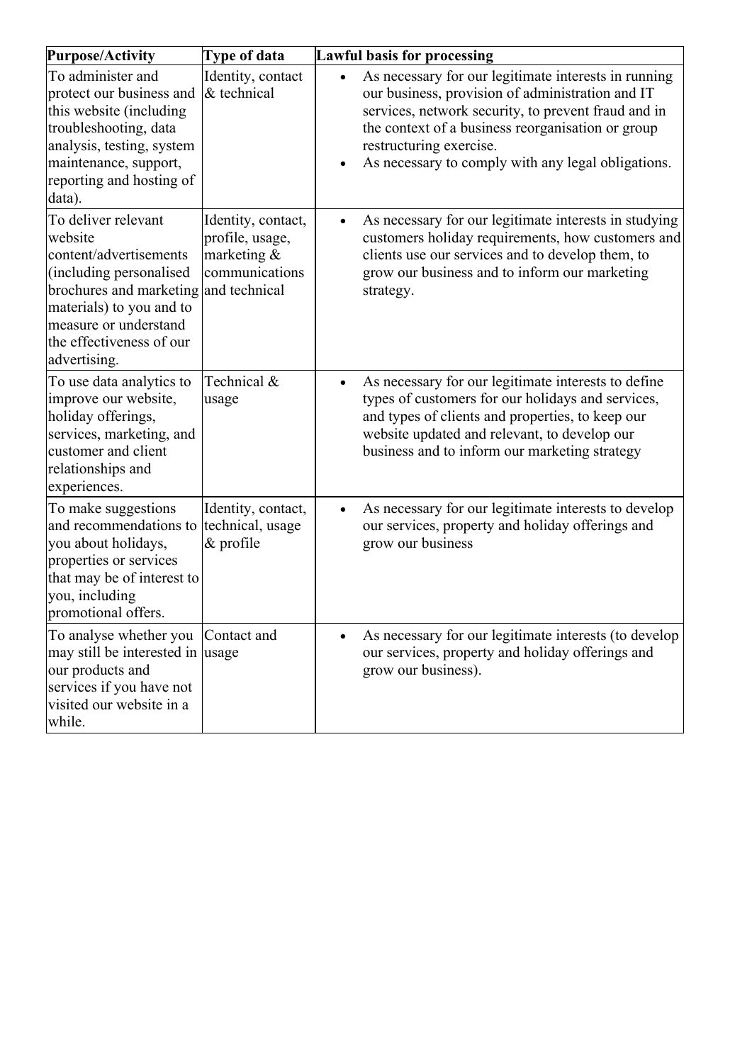| Purpose/Activity | Type of data | Lawful basis for processing |
|---|---|---|
| To administer and protect our business and this website (including troubleshooting, data analysis, testing, system maintenance, support, reporting and hosting of data). | Identity, contact & technical | • As necessary for our legitimate interests in running our business, provision of administration and IT services, network security, to prevent fraud and in the context of a business reorganisation or group restructuring exercise.<br>• As necessary to comply with any legal obligations. |
| To deliver relevant website content/advertisements (including personalised brochures and marketing materials) to you and to measure or understand the effectiveness of our advertising. | Identity, contact, profile, usage, marketing & communications and technical | • As necessary for our legitimate interests in studying customers holiday requirements, how customers and clients use our services and to develop them, to grow our business and to inform our marketing strategy. |
| To use data analytics to improve our website, holiday offerings, services, marketing, and customer and client relationships and experiences. | Technical & usage | • As necessary for our legitimate interests to define types of customers for our holidays and services, and types of clients and properties, to keep our website updated and relevant, to develop our business and to inform our marketing strategy |
| To make suggestions and recommendations to you about holidays, properties or services that may be of interest to you, including promotional offers. | Identity, contact, technical, usage & profile | • As necessary for our legitimate interests to develop our services, property and holiday offerings and grow our business |
| To analyse whether you may still be interested in our products and services if you have not visited our website in a while. | Contact and usage | • As necessary for our legitimate interests (to develop our services, property and holiday offerings and grow our business). |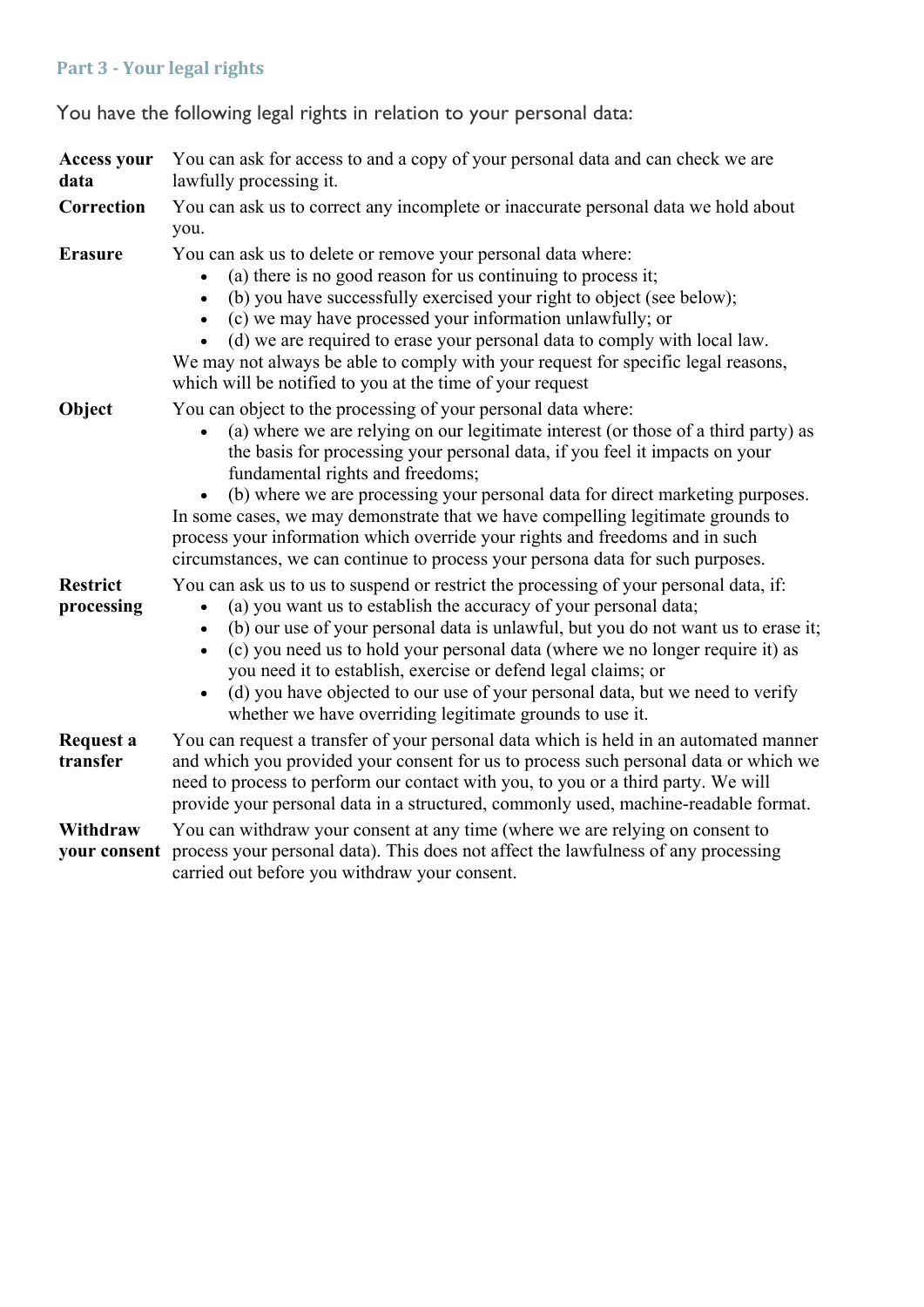### Part 3 - Your legal rights

You have the following legal rights in relation to your personal data:

| | |
|---|---|
| **Access your data** | You can ask for access to and a copy of your personal data and can check we are lawfully processing it. |
| **Correction** | You can ask us to correct any incomplete or inaccurate personal data we hold about you. |
| **Erasure** | You can ask us to delete or remove your personal data where:<br>• (a) there is no good reason for us continuing to process it;<br>• (b) you have successfully exercised your right to object (see below);<br>• (c) we may have processed your information unlawfully; or<br>• (d) we are required to erase your personal data to comply with local law.<br>We may not always be able to comply with your request for specific legal reasons, which will be notified to you at the time of your request |
| **Object** | You can object to the processing of your personal data where:<br>• (a) where we are relying on our legitimate interest (or those of a third party) as the basis for processing your personal data, if you feel it impacts on your fundamental rights and freedoms;<br>• (b) where we are processing your personal data for direct marketing purposes.<br>In some cases, we may demonstrate that we have compelling legitimate grounds to process your information which override your rights and freedoms and in such circumstances, we can continue to process your persona data for such purposes. |
| **Restrict processing** | You can ask us to us to suspend or restrict the processing of your personal data, if:<br>• (a) you want us to establish the accuracy of your personal data;<br>• (b) our use of your personal data is unlawful, but you do not want us to erase it;<br>• (c) you need us to hold your personal data (where we no longer require it) as you need it to establish, exercise or defend legal claims; or<br>• (d) you have objected to our use of your personal data, but we need to verify whether we have overriding legitimate grounds to use it. |
| **Request a transfer** | You can request a transfer of your personal data which is held in an automated manner and which you provided your consent for us to process such personal data or which we need to process to perform our contact with you, to you or a third party. We will provide your personal data in a structured, commonly used, machine-readable format. |
| **Withdraw your consent** | You can withdraw your consent at any time (where we are relying on consent to process your personal data). This does not affect the lawfulness of any processing carried out before you withdraw your consent. |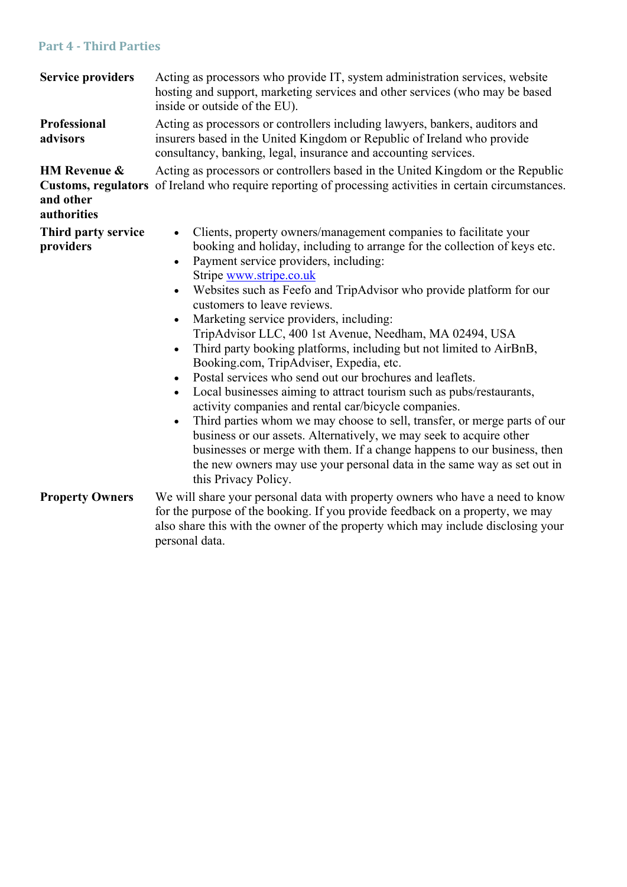## Part 4 - Third Parties

| | |
|---|---|
| **Service providers** | Acting as processors who provide IT, system administration services, website hosting and support, marketing services and other services (who may be based inside or outside of the EU). |
| **Professional advisors** | Acting as processors or controllers including lawyers, bankers, auditors and insurers based in the United Kingdom or Republic of Ireland who provide consultancy, banking, legal, insurance and accounting services. |
| **HM Revenue & Customs, regulators and other authorities** | Acting as processors or controllers based in the United Kingdom or the Republic of Ireland who require reporting of processing activities in certain circumstances. |
| **Third party service providers** | • Clients, property owners/management companies to facilitate your booking and holiday, including to arrange for the collection of keys etc.<br>• Payment service providers, including:<br>Stripe [www.stripe.co.uk](http://www.stripe.co.uk)<br>• Websites such as Feefo and TripAdvisor who provide platform for our customers to leave reviews.<br>• Marketing service providers, including:<br>TripAdvisor LLC, 400 1st Avenue, Needham, MA 02494, USA<br>• Third party booking platforms, including but not limited to AirBnB, Booking.com, TripAdviser, Expedia, etc.<br>• Postal services who send out our brochures and leaflets.<br>• Local businesses aiming to attract tourism such as pubs/restaurants, activity companies and rental car/bicycle companies.<br>• Third parties whom we may choose to sell, transfer, or merge parts of our business or our assets. Alternatively, we may seek to acquire other businesses or merge with them. If a change happens to our business, then the new owners may use your personal data in the same way as set out in this Privacy Policy. |
| **Property Owners** | We will share your personal data with property owners who have a need to know for the purpose of the booking. If you provide feedback on a property, we may also share this with the owner of the property which may include disclosing your personal data. |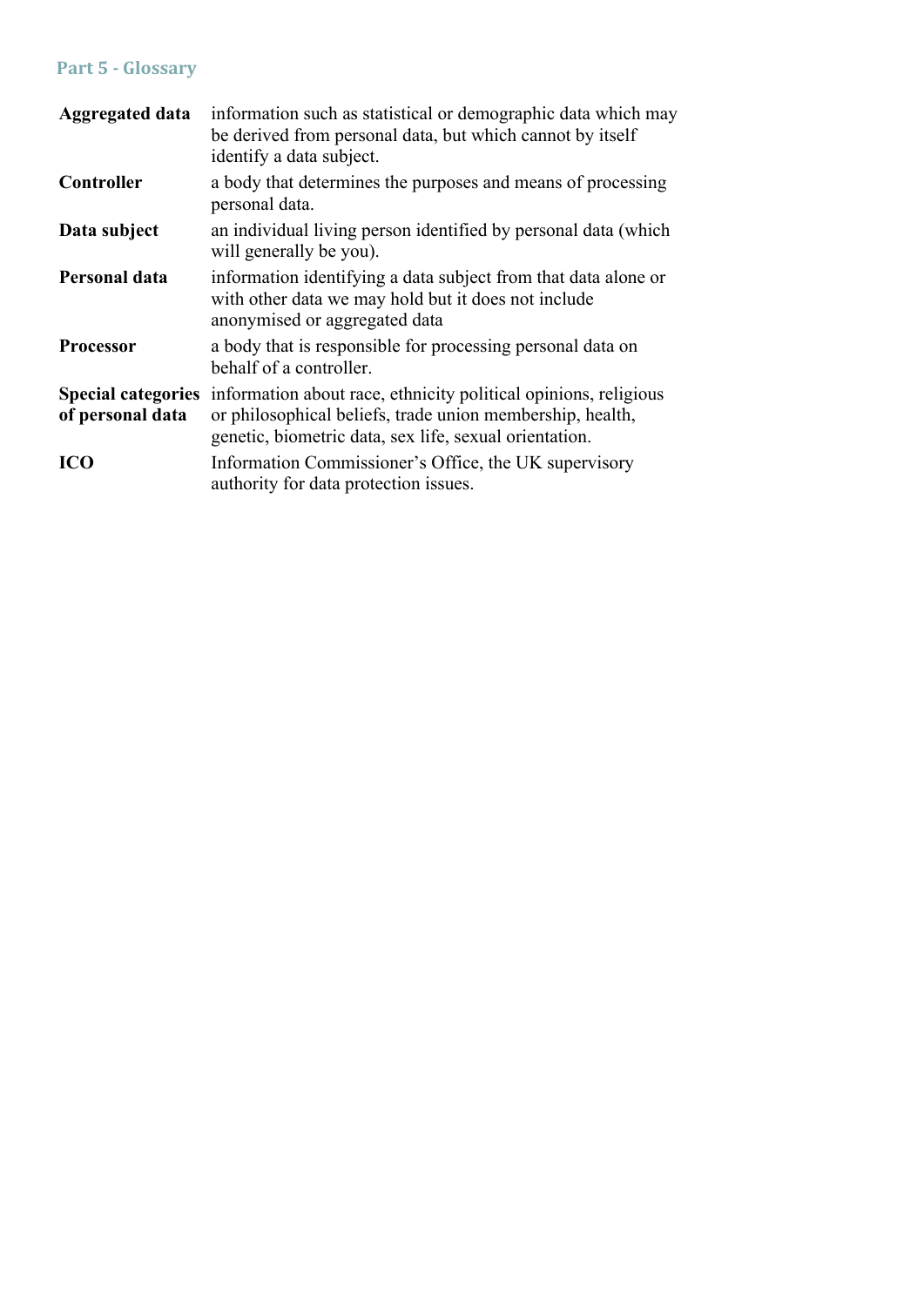## Part 5 - Glossary

| | |
|---|---|
| **Aggregated data** | information such as statistical or demographic data which may be derived from personal data, but which cannot by itself identify a data subject. |
| **Controller** | a body that determines the purposes and means of processing personal data. |
| **Data subject** | an individual living person identified by personal data (which will generally be you). |
| **Personal data** | information identifying a data subject from that data alone or with other data we may hold but it does not include anonymised or aggregated data |
| **Processor** | a body that is responsible for processing personal data on behalf of a controller. |
| **Special categories of personal data** | information about race, ethnicity political opinions, religious or philosophical beliefs, trade union membership, health, genetic, biometric data, sex life, sexual orientation. |
| **ICO** | Information Commissioner's Office, the UK supervisory authority for data protection issues. |